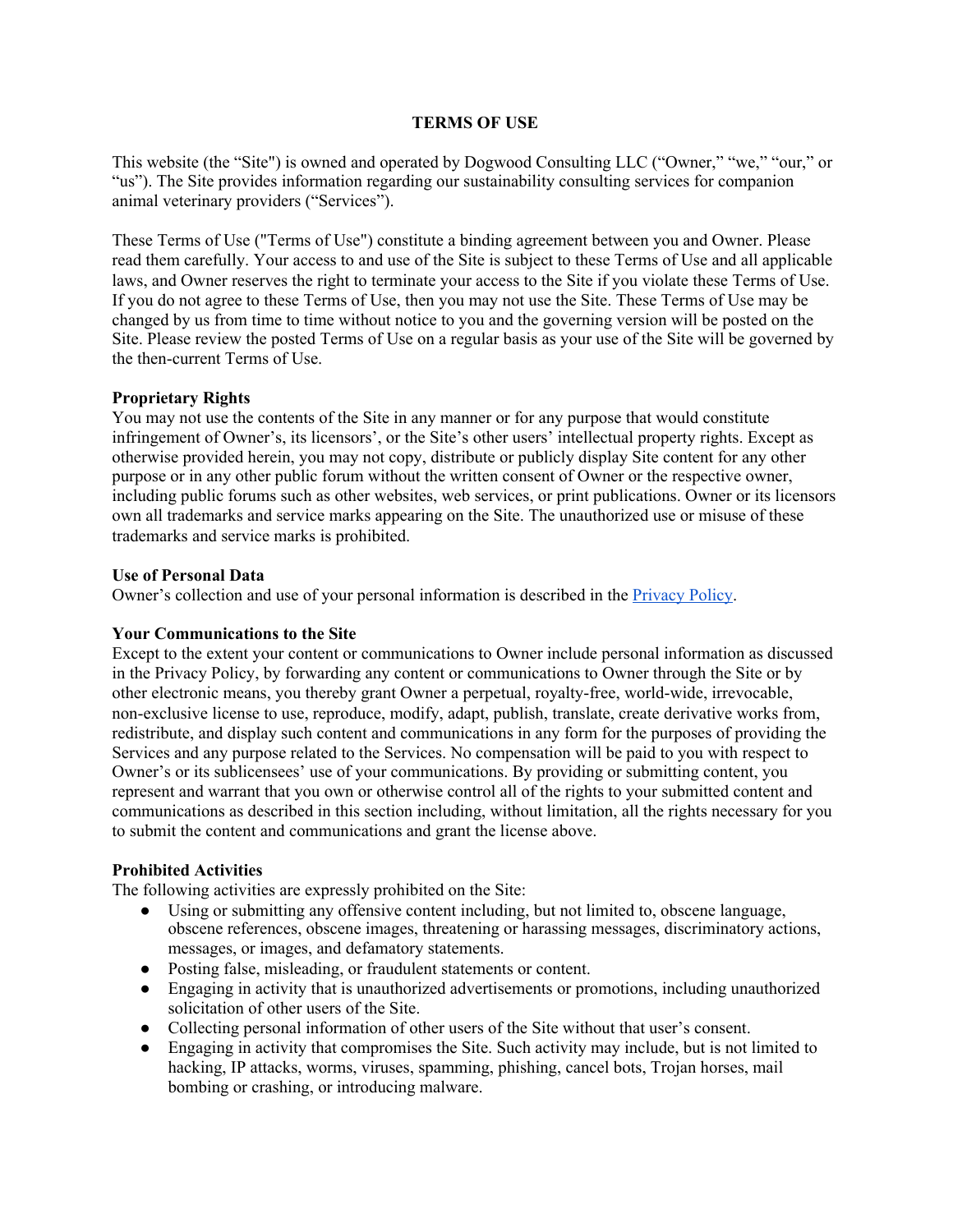# TERMS OF USE

This website (the "Site") is owned and operated by Dogwood Consulting LLC ("Owner," "we," "our," or "us"). The Site provides information regarding our sustainability consulting services for companion animal veterinary providers ("Services").

These Terms of Use ("Terms of Use") constitute a binding agreement between you and Owner. Please read them carefully. Your access to and use of the Site is subject to these Terms of Use and all applicable laws, and Owner reserves the right to terminate your access to the Site if you violate these Terms of Use. If you do not agree to these Terms of Use, then you may not use the Site. These Terms of Use may be changed by us from time to time without notice to you and the governing version will be posted on the Site. Please review the posted Terms of Use on a regular basis as your use of the Site will be governed by the then-current Terms of Use.

**Proprietary Rights**

You may not use the contents of the Site in any manner or for any purpose that would constitute infringement of Owner's, its licensors', or the Site's other users' intellectual property rights. Except as otherwise provided herein, you may not copy, distribute or publicly display Site content for any other purpose or in any other public forum without the written consent of Owner or the respective owner, including public forums such as other websites, web services, or print publications. Owner or its licensors own all trademarks and service marks appearing on the Site. The unauthorized use or misuse of these trademarks and service marks is prohibited.

**Use of Personal Data**

Owner's collection and use of your personal information is described in the Privacy Policy.

**Your Communications to the Site**

Except to the extent your content or communications to Owner include personal information as discussed in the Privacy Policy, by forwarding any content or communications to Owner through the Site or by other electronic means, you thereby grant Owner a perpetual, royalty-free, world-wide, irrevocable, non-exclusive license to use, reproduce, modify, adapt, publish, translate, create derivative works from, redistribute, and display such content and communications in any form for the purposes of providing the Services and any purpose related to the Services. No compensation will be paid to you with respect to Owner's or its sublicensees' use of your communications. By providing or submitting content, you represent and warrant that you own or otherwise control all of the rights to your submitted content and communications as described in this section including, without limitation, all the rights necessary for you to submit the content and communications and grant the license above.

**Prohibited Activities**

The following activities are expressly prohibited on the Site:

- Using or submitting any offensive content including, but not limited to, obscene language, obscene references, obscene images, threatening or harassing messages, discriminatory actions, messages, or images, and defamatory statements.
- Posting false, misleading, or fraudulent statements or content.
- Engaging in activity that is unauthorized advertisements or promotions, including unauthorized solicitation of other users of the Site.
- Collecting personal information of other users of the Site without that user's consent.
- Engaging in activity that compromises the Site. Such activity may include, but is not limited to hacking, IP attacks, worms, viruses, spamming, phishing, cancel bots, Trojan horses, mail bombing or crashing, or introducing malware.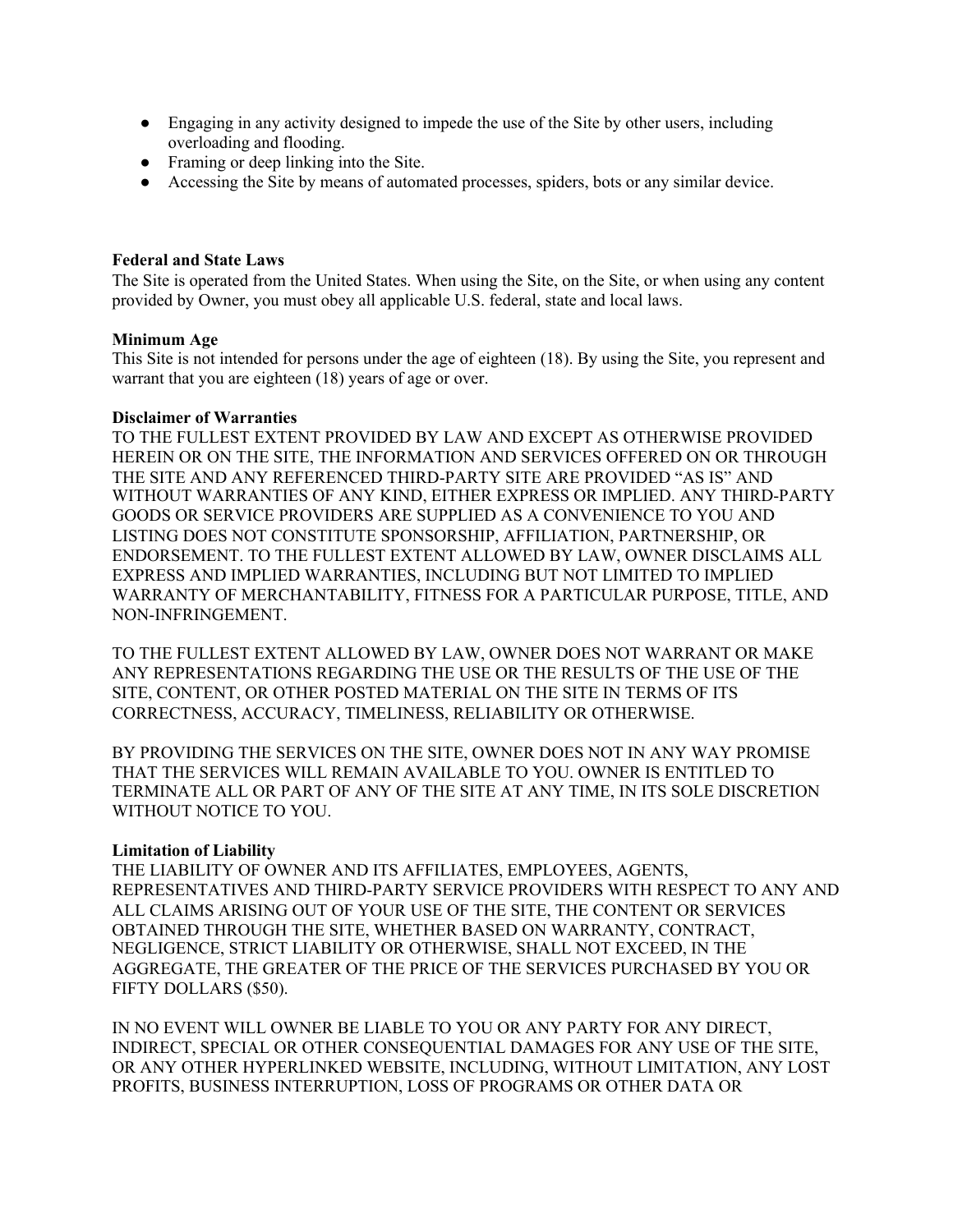- Engaging in any activity designed to impede the use of the Site by other users, including overloading and flooding.
- Framing or deep linking into the Site.
- Accessing the Site by means of automated processes, spiders, bots or any similar device.

**Federal and State Laws**
The Site is operated from the United States. When using the Site, on the Site, or when using any content provided by Owner, you must obey all applicable U.S. federal, state and local laws.

**Minimum Age**
This Site is not intended for persons under the age of eighteen (18). By using the Site, you represent and warrant that you are eighteen (18) years of age or over.

**Disclaimer of Warranties**
TO THE FULLEST EXTENT PROVIDED BY LAW AND EXCEPT AS OTHERWISE PROVIDED HEREIN OR ON THE SITE, THE INFORMATION AND SERVICES OFFERED ON OR THROUGH THE SITE AND ANY REFERENCED THIRD-PARTY SITE ARE PROVIDED "AS IS" AND WITHOUT WARRANTIES OF ANY KIND, EITHER EXPRESS OR IMPLIED. ANY THIRD-PARTY GOODS OR SERVICE PROVIDERS ARE SUPPLIED AS A CONVENIENCE TO YOU AND LISTING DOES NOT CONSTITUTE SPONSORSHIP, AFFILIATION, PARTNERSHIP, OR ENDORSEMENT. TO THE FULLEST EXTENT ALLOWED BY LAW, OWNER DISCLAIMS ALL EXPRESS AND IMPLIED WARRANTIES, INCLUDING BUT NOT LIMITED TO IMPLIED WARRANTY OF MERCHANTABILITY, FITNESS FOR A PARTICULAR PURPOSE, TITLE, AND NON-INFRINGEMENT.

TO THE FULLEST EXTENT ALLOWED BY LAW, OWNER DOES NOT WARRANT OR MAKE ANY REPRESENTATIONS REGARDING THE USE OR THE RESULTS OF THE USE OF THE SITE, CONTENT, OR OTHER POSTED MATERIAL ON THE SITE IN TERMS OF ITS CORRECTNESS, ACCURACY, TIMELINESS, RELIABILITY OR OTHERWISE.

BY PROVIDING THE SERVICES ON THE SITE, OWNER DOES NOT IN ANY WAY PROMISE THAT THE SERVICES WILL REMAIN AVAILABLE TO YOU. OWNER IS ENTITLED TO TERMINATE ALL OR PART OF ANY OF THE SITE AT ANY TIME, IN ITS SOLE DISCRETION WITHOUT NOTICE TO YOU.

**Limitation of Liability**
THE LIABILITY OF OWNER AND ITS AFFILIATES, EMPLOYEES, AGENTS, REPRESENTATIVES AND THIRD-PARTY SERVICE PROVIDERS WITH RESPECT TO ANY AND ALL CLAIMS ARISING OUT OF YOUR USE OF THE SITE, THE CONTENT OR SERVICES OBTAINED THROUGH THE SITE, WHETHER BASED ON WARRANTY, CONTRACT, NEGLIGENCE, STRICT LIABILITY OR OTHERWISE, SHALL NOT EXCEED, IN THE AGGREGATE, THE GREATER OF THE PRICE OF THE SERVICES PURCHASED BY YOU OR FIFTY DOLLARS ($50).

IN NO EVENT WILL OWNER BE LIABLE TO YOU OR ANY PARTY FOR ANY DIRECT, INDIRECT, SPECIAL OR OTHER CONSEQUENTIAL DAMAGES FOR ANY USE OF THE SITE, OR ANY OTHER HYPERLINKED WEBSITE, INCLUDING, WITHOUT LIMITATION, ANY LOST PROFITS, BUSINESS INTERRUPTION, LOSS OF PROGRAMS OR OTHER DATA OR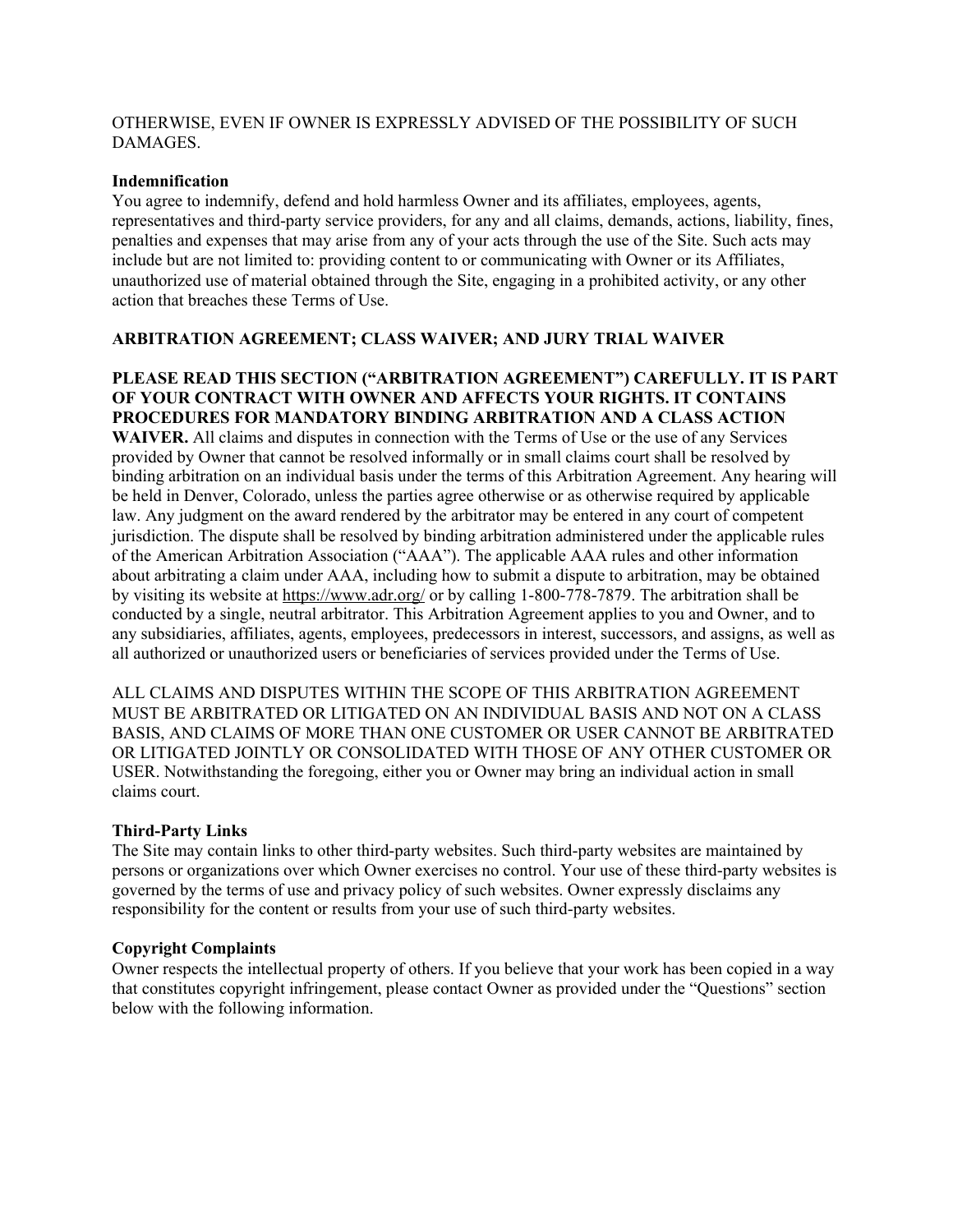OTHERWISE, EVEN IF OWNER IS EXPRESSLY ADVISED OF THE POSSIBILITY OF SUCH DAMAGES.

**Indemnification**

You agree to indemnify, defend and hold harmless Owner and its affiliates, employees, agents, representatives and third-party service providers, for any and all claims, demands, actions, liability, fines, penalties and expenses that may arise from any of your acts through the use of the Site. Such acts may include but are not limited to: providing content to or communicating with Owner or its Affiliates, unauthorized use of material obtained through the Site, engaging in a prohibited activity, or any other action that breaches these Terms of Use.

**ARBITRATION AGREEMENT; CLASS WAIVER; AND JURY TRIAL WAIVER**

**PLEASE READ THIS SECTION ("ARBITRATION AGREEMENT") CAREFULLY. IT IS PART OF YOUR CONTRACT WITH OWNER AND AFFECTS YOUR RIGHTS. IT CONTAINS PROCEDURES FOR MANDATORY BINDING ARBITRATION AND A CLASS ACTION WAIVER.** All claims and disputes in connection with the Terms of Use or the use of any Services provided by Owner that cannot be resolved informally or in small claims court shall be resolved by binding arbitration on an individual basis under the terms of this Arbitration Agreement. Any hearing will be held in Denver, Colorado, unless the parties agree otherwise or as otherwise required by applicable law. Any judgment on the award rendered by the arbitrator may be entered in any court of competent jurisdiction. The dispute shall be resolved by binding arbitration administered under the applicable rules of the American Arbitration Association ("AAA"). The applicable AAA rules and other information about arbitrating a claim under AAA, including how to submit a dispute to arbitration, may be obtained by visiting its website at https://www.adr.org/ or by calling 1-800-778-7879. The arbitration shall be conducted by a single, neutral arbitrator. This Arbitration Agreement applies to you and Owner, and to any subsidiaries, affiliates, agents, employees, predecessors in interest, successors, and assigns, as well as all authorized or unauthorized users or beneficiaries of services provided under the Terms of Use.

ALL CLAIMS AND DISPUTES WITHIN THE SCOPE OF THIS ARBITRATION AGREEMENT MUST BE ARBITRATED OR LITIGATED ON AN INDIVIDUAL BASIS AND NOT ON A CLASS BASIS, AND CLAIMS OF MORE THAN ONE CUSTOMER OR USER CANNOT BE ARBITRATED OR LITIGATED JOINTLY OR CONSOLIDATED WITH THOSE OF ANY OTHER CUSTOMER OR USER. Notwithstanding the foregoing, either you or Owner may bring an individual action in small claims court.

**Third-Party Links**

The Site may contain links to other third-party websites. Such third-party websites are maintained by persons or organizations over which Owner exercises no control. Your use of these third-party websites is governed by the terms of use and privacy policy of such websites. Owner expressly disclaims any responsibility for the content or results from your use of such third-party websites.

**Copyright Complaints**

Owner respects the intellectual property of others. If you believe that your work has been copied in a way that constitutes copyright infringement, please contact Owner as provided under the "Questions" section below with the following information.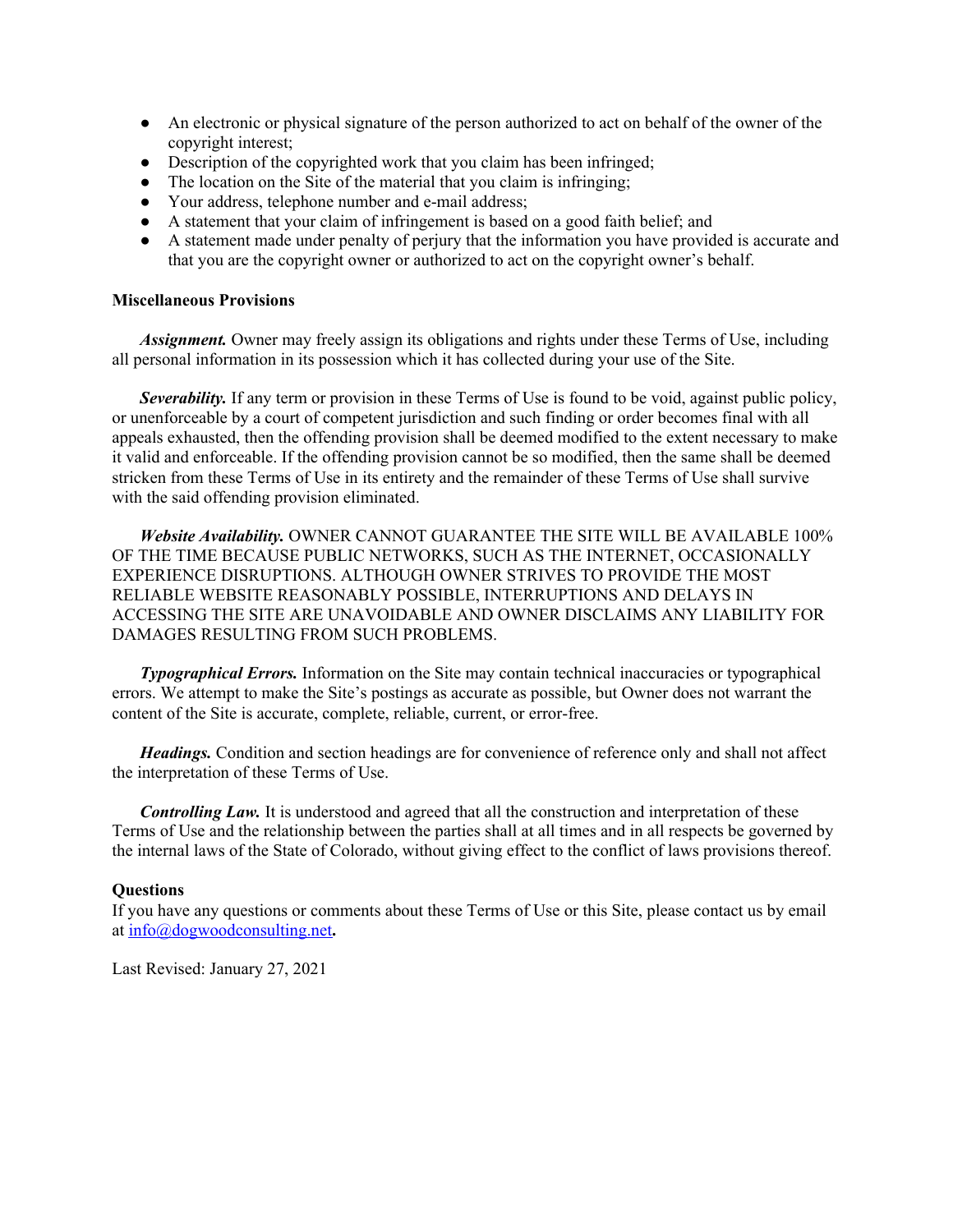- An electronic or physical signature of the person authorized to act on behalf of the owner of the copyright interest;
- Description of the copyrighted work that you claim has been infringed;
- The location on the Site of the material that you claim is infringing;
- Your address, telephone number and e-mail address;
- A statement that your claim of infringement is based on a good faith belief; and
- A statement made under penalty of perjury that the information you have provided is accurate and that you are the copyright owner or authorized to act on the copyright owner's behalf.

**Miscellaneous Provisions**

***Assignment.*** Owner may freely assign its obligations and rights under these Terms of Use, including all personal information in its possession which it has collected during your use of the Site.

***Severability.*** If any term or provision in these Terms of Use is found to be void, against public policy, or unenforceable by a court of competent jurisdiction and such finding or order becomes final with all appeals exhausted, then the offending provision shall be deemed modified to the extent necessary to make it valid and enforceable. If the offending provision cannot be so modified, then the same shall be deemed stricken from these Terms of Use in its entirety and the remainder of these Terms of Use shall survive with the said offending provision eliminated.

***Website Availability.*** OWNER CANNOT GUARANTEE THE SITE WILL BE AVAILABLE 100% OF THE TIME BECAUSE PUBLIC NETWORKS, SUCH AS THE INTERNET, OCCASIONALLY EXPERIENCE DISRUPTIONS. ALTHOUGH OWNER STRIVES TO PROVIDE THE MOST RELIABLE WEBSITE REASONABLY POSSIBLE, INTERRUPTIONS AND DELAYS IN ACCESSING THE SITE ARE UNAVOIDABLE AND OWNER DISCLAIMS ANY LIABILITY FOR DAMAGES RESULTING FROM SUCH PROBLEMS.

***Typographical Errors.*** Information on the Site may contain technical inaccuracies or typographical errors. We attempt to make the Site's postings as accurate as possible, but Owner does not warrant the content of the Site is accurate, complete, reliable, current, or error-free.

***Headings.*** Condition and section headings are for convenience of reference only and shall not affect the interpretation of these Terms of Use.

***Controlling Law.*** It is understood and agreed that all the construction and interpretation of these Terms of Use and the relationship between the parties shall at all times and in all respects be governed by the internal laws of the State of Colorado, without giving effect to the conflict of laws provisions thereof.

**Questions**

If you have any questions or comments about these Terms of Use or this Site, please contact us by email at info@dogwoodconsulting.net**.**

Last Revised: January 27, 2021